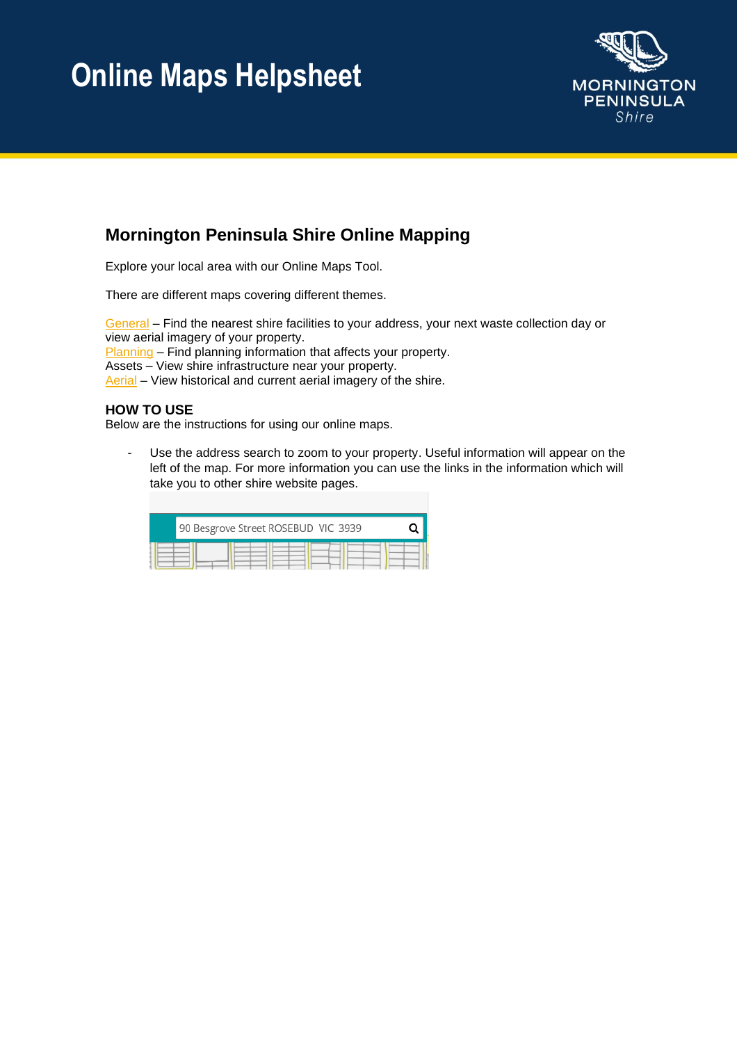# Online Maps Helpsheet

## Mornington Peninsula Shire Online Mapping

Explore your local area with our Online Maps Tool.

There are different maps covering different themes.

General – Find the nearest shire facilities to your address, your next waste collection day or view aerial imagery of your property.
Planning – Find planning information that affects your property.
Assets – View shire infrastructure near your property.
Aerial – View historical and current aerial imagery of the shire.

**HOW TO USE**
Below are the instructions for using our online maps.

- Use the address search to zoom to your property. Useful information will appear on the left of the map. For more information you can use the links in the information which will take you to other shire website pages.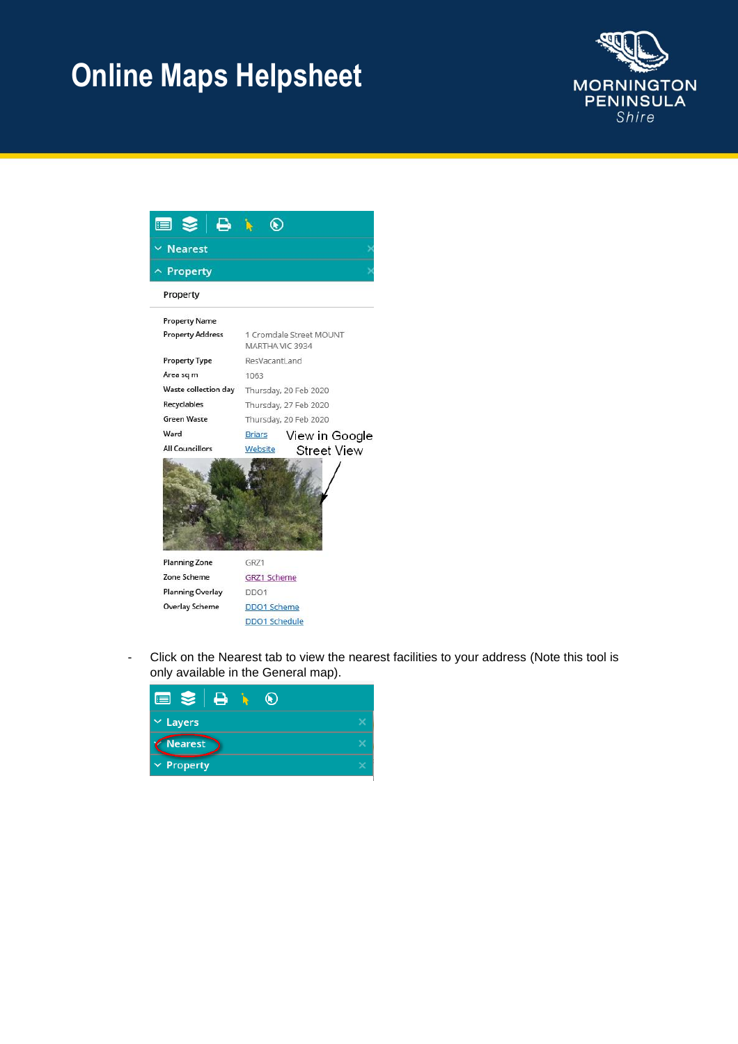# Online Maps Helpsheet

Nearest

Property

Property

| | |
|---|---|
| Property Name | |
| Property Address | 1 Cromdale Street MOUNT MARTHA VIC 3934 |
| Property Type | ResVacantLand |
| Area sq m | 1063 |
| Waste collection day | Thursday, 20 Feb 2020 |
| Recyclables | Thursday, 27 Feb 2020 |
| Green Waste | Thursday, 20 Feb 2020 |
| Ward | Briars |
| All Councillors | Website |

View in Google Street View

| | |
|---|---|
| Planning Zone | GRZ1 |
| Zone Scheme | GRZ1 Scheme |
| Planning Overlay | DDO1 |
| Overlay Scheme | DDO1 Scheme |
| | DDO1 Schedule |

- Click on the Nearest tab to view the nearest facilities to your address (Note this tool is only available in the General map).

Layers

Nearest

Property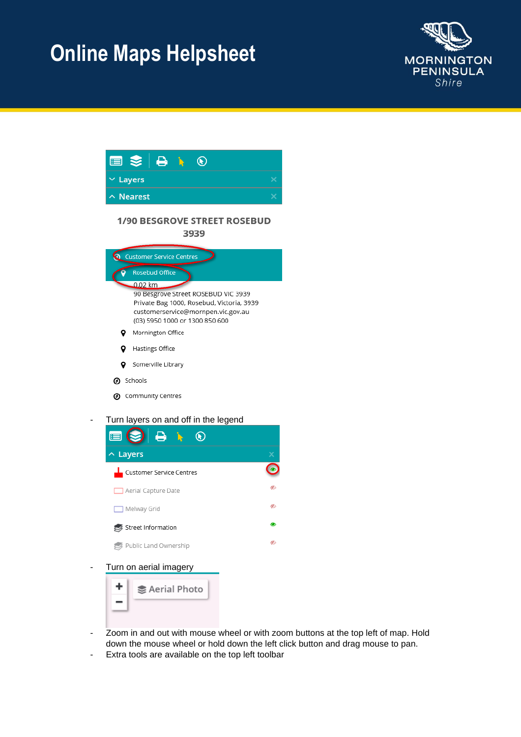# Online Maps Helpsheet

Layers

Nearest

1/90 BESGROVE STREET ROSEBUD 3939

Customer Service Centres

Rosebud Office

0.02 km
90 Besgrove Street ROSEBUD VIC 3939
Private Bag 1000, Rosebud, Victoria, 3939
customerservice@mornpen.vic.gov.au
(03) 5950 1000 or 1300 850 600

Mornington Office

Hastings Office

Somerville Library

Schools

Community Centres

- Turn layers on and off in the legend

Layers

Customer Service Centres

Aerial Capture Date

Melway Grid

Street Information

Public Land Ownership

- Turn on aerial imagery

Aerial Photo

- Zoom in and out with mouse wheel or with zoom buttons at the top left of map. Hold down the mouse wheel or hold down the left click button and drag mouse to pan.
- Extra tools are available on the top left toolbar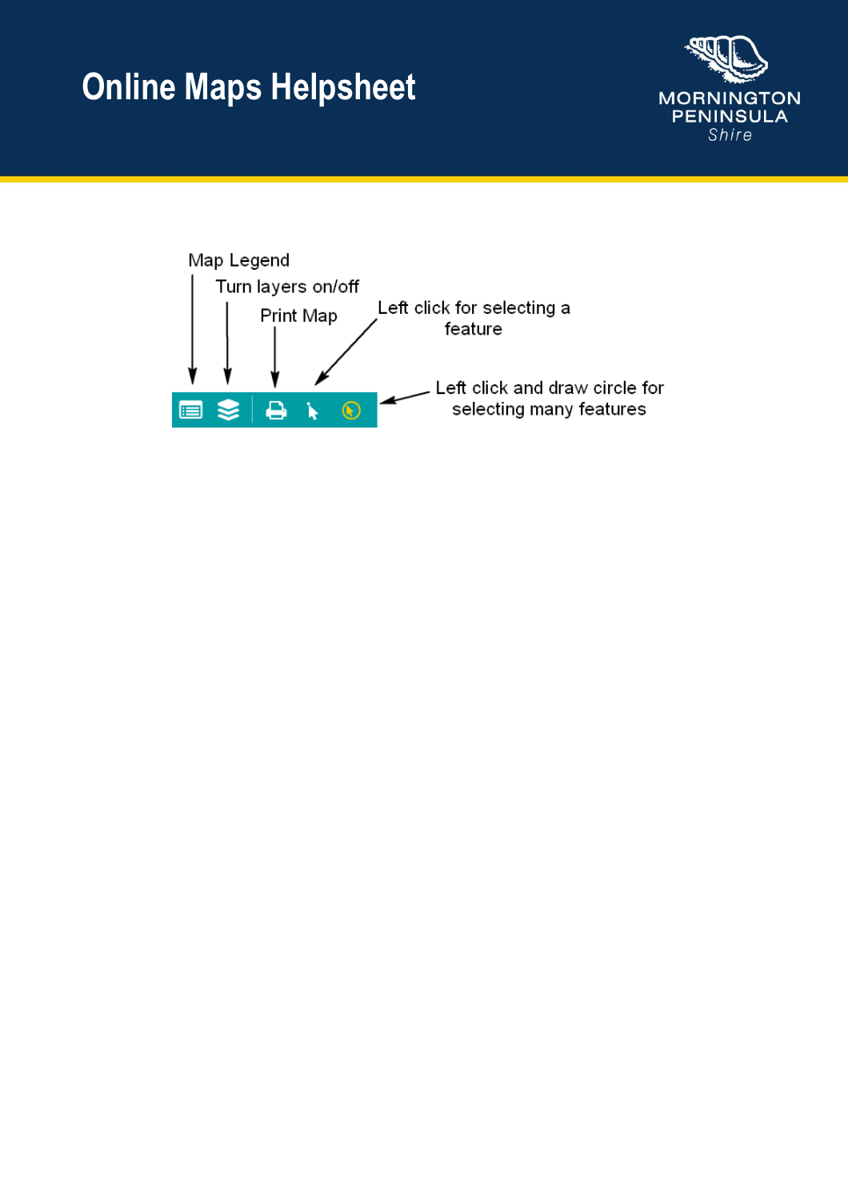# Online Maps Helpsheet

Map Legend

Turn layers on/off

Print Map

Left click for selecting a feature

Left click and draw circle for selecting many features